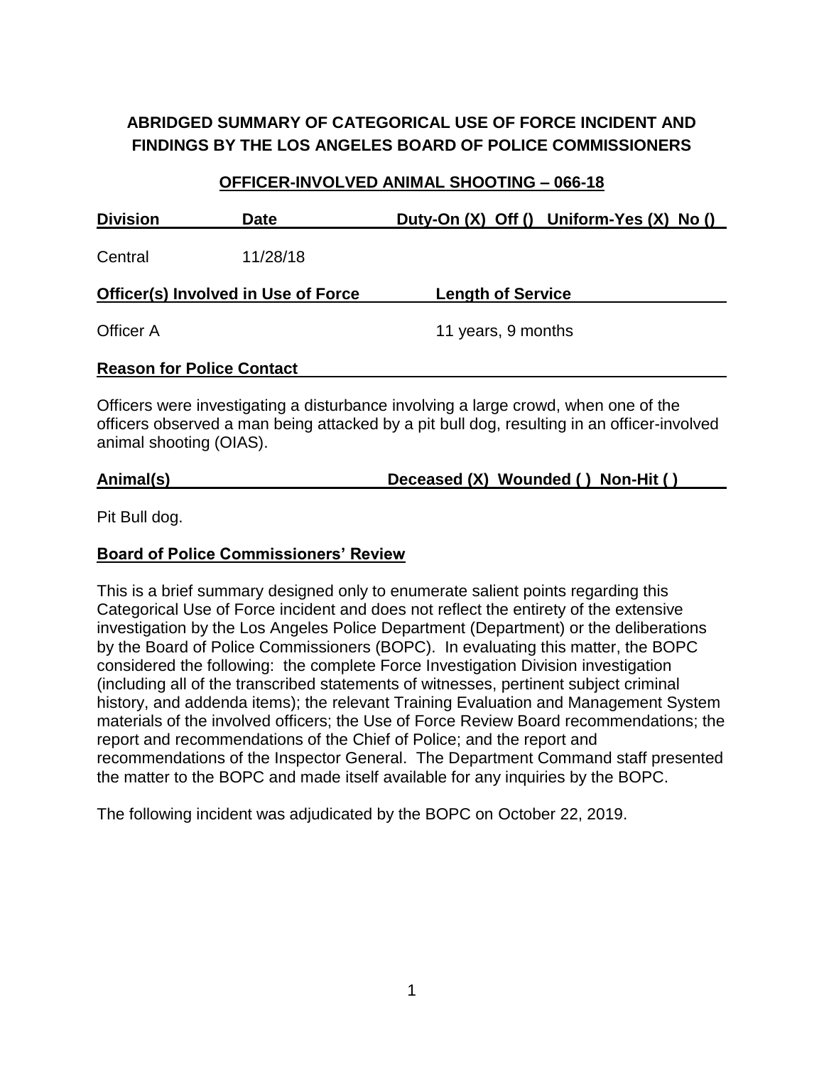# ABRIDGED SUMMARY OF CATEGORICAL USE OF FORCE INCIDENT AND FINDINGS BY THE LOS ANGELES BOARD OF POLICE COMMISSIONERS

## OFFICER-INVOLVED ANIMAL SHOOTING – 066-18

| Division | Date | Duty-On (X) Off () Uniform-Yes (X) No () |
|---|---|---|
| Central | 11/28/18 | |

| Officer(s) Involved in Use of Force | Length of Service |
|---|---|
| Officer A | 11 years, 9 months |

**Reason for Police Contact**

Officers were investigating a disturbance involving a large crowd, when one of the officers observed a man being attacked by a pit bull dog, resulting in an officer-involved animal shooting (OIAS).

**Animal(s) Deceased (X) Wounded ( ) Non-Hit ( )**

Pit Bull dog.

**Board of Police Commissioners' Review**

This is a brief summary designed only to enumerate salient points regarding this Categorical Use of Force incident and does not reflect the entirety of the extensive investigation by the Los Angeles Police Department (Department) or the deliberations by the Board of Police Commissioners (BOPC). In evaluating this matter, the BOPC considered the following: the complete Force Investigation Division investigation (including all of the transcribed statements of witnesses, pertinent subject criminal history, and addenda items); the relevant Training Evaluation and Management System materials of the involved officers; the Use of Force Review Board recommendations; the report and recommendations of the Chief of Police; and the report and recommendations of the Inspector General. The Department Command staff presented the matter to the BOPC and made itself available for any inquiries by the BOPC.

The following incident was adjudicated by the BOPC on October 22, 2019.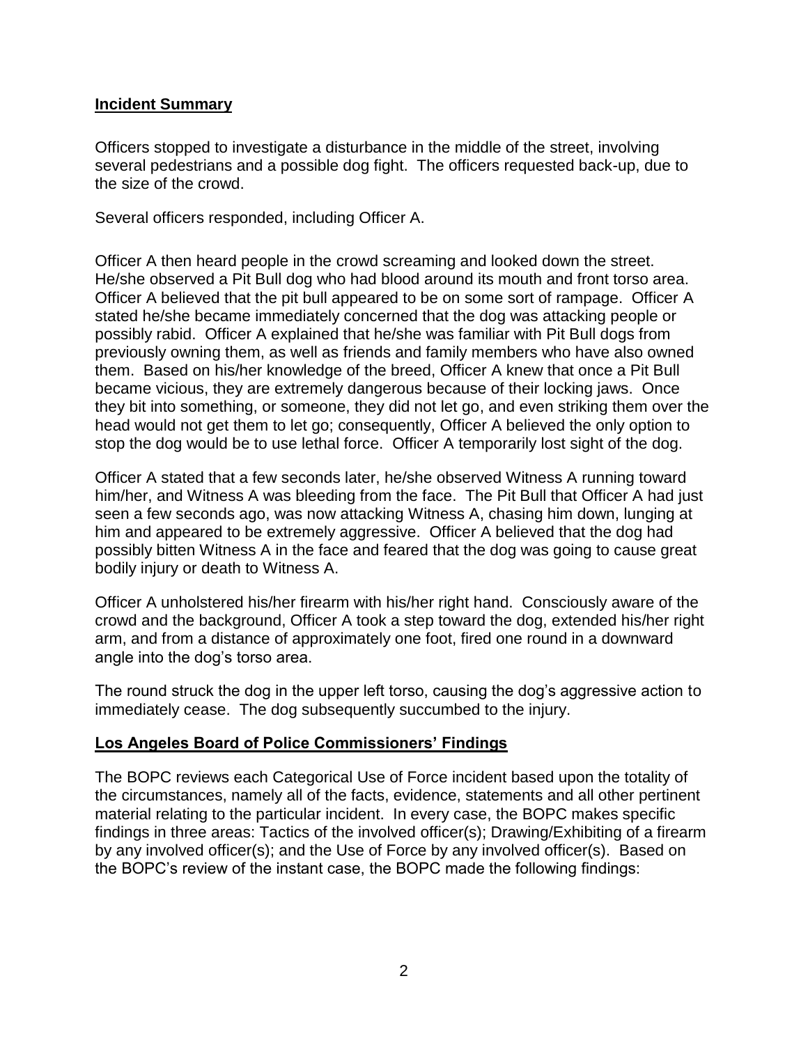## **Incident Summary**

Officers stopped to investigate a disturbance in the middle of the street, involving several pedestrians and a possible dog fight. The officers requested back-up, due to the size of the crowd.

Several officers responded, including Officer A.

Officer A then heard people in the crowd screaming and looked down the street. He/she observed a Pit Bull dog who had blood around its mouth and front torso area. Officer A believed that the pit bull appeared to be on some sort of rampage. Officer A stated he/she became immediately concerned that the dog was attacking people or possibly rabid. Officer A explained that he/she was familiar with Pit Bull dogs from previously owning them, as well as friends and family members who have also owned them. Based on his/her knowledge of the breed, Officer A knew that once a Pit Bull became vicious, they are extremely dangerous because of their locking jaws. Once they bit into something, or someone, they did not let go, and even striking them over the head would not get them to let go; consequently, Officer A believed the only option to stop the dog would be to use lethal force. Officer A temporarily lost sight of the dog.

Officer A stated that a few seconds later, he/she observed Witness A running toward him/her, and Witness A was bleeding from the face. The Pit Bull that Officer A had just seen a few seconds ago, was now attacking Witness A, chasing him down, lunging at him and appeared to be extremely aggressive. Officer A believed that the dog had possibly bitten Witness A in the face and feared that the dog was going to cause great bodily injury or death to Witness A.

Officer A unholstered his/her firearm with his/her right hand. Consciously aware of the crowd and the background, Officer A took a step toward the dog, extended his/her right arm, and from a distance of approximately one foot, fired one round in a downward angle into the dog's torso area.

The round struck the dog in the upper left torso, causing the dog's aggressive action to immediately cease. The dog subsequently succumbed to the injury.

## **Los Angeles Board of Police Commissioners' Findings**

The BOPC reviews each Categorical Use of Force incident based upon the totality of the circumstances, namely all of the facts, evidence, statements and all other pertinent material relating to the particular incident. In every case, the BOPC makes specific findings in three areas: Tactics of the involved officer(s); Drawing/Exhibiting of a firearm by any involved officer(s); and the Use of Force by any involved officer(s). Based on the BOPC's review of the instant case, the BOPC made the following findings: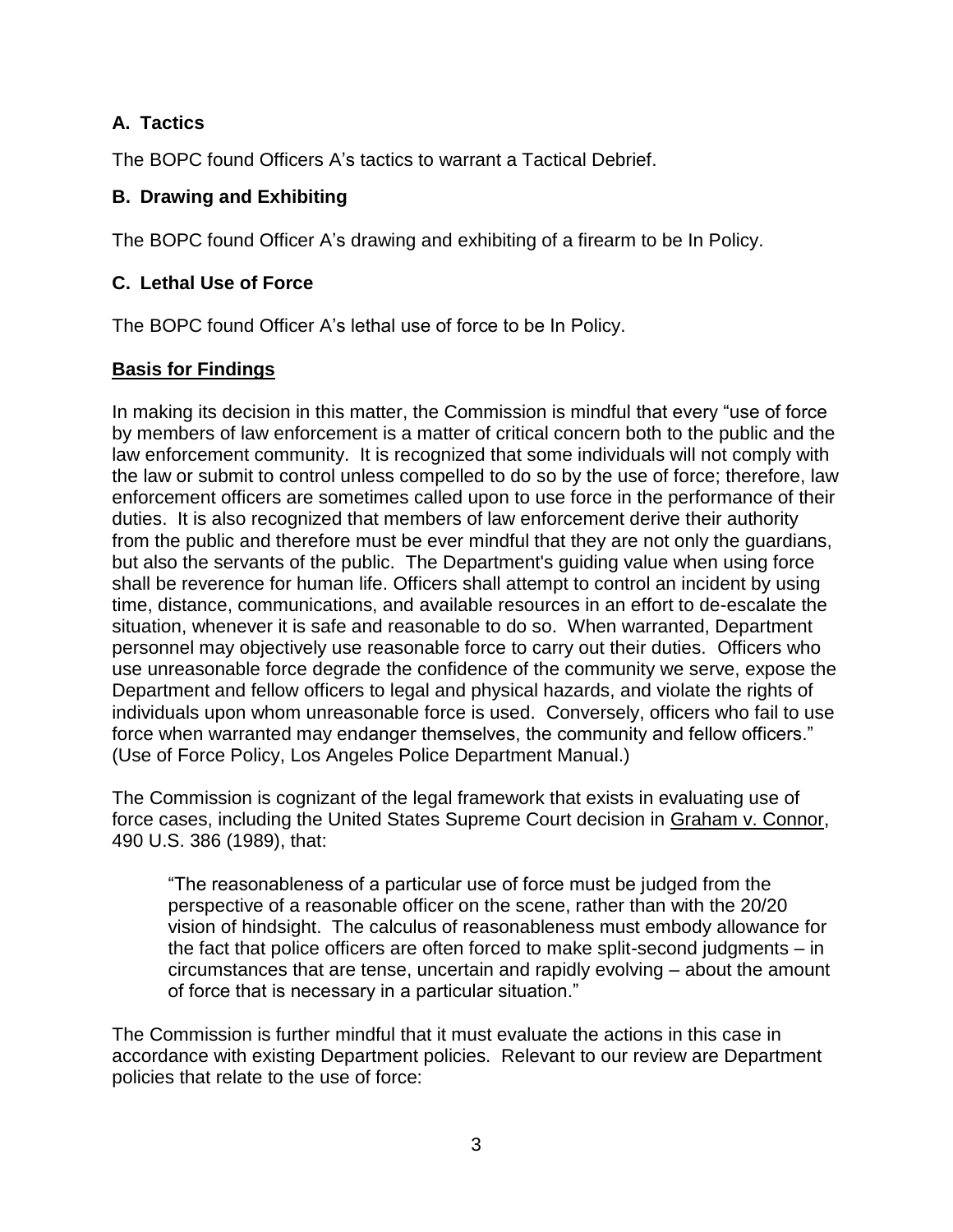### A. Tactics

The BOPC found Officers A's tactics to warrant a Tactical Debrief.

### B. Drawing and Exhibiting

The BOPC found Officer A's drawing and exhibiting of a firearm to be In Policy.

### C. Lethal Use of Force

The BOPC found Officer A's lethal use of force to be In Policy.

**Basis for Findings**

In making its decision in this matter, the Commission is mindful that every "use of force by members of law enforcement is a matter of critical concern both to the public and the law enforcement community. It is recognized that some individuals will not comply with the law or submit to control unless compelled to do so by the use of force; therefore, law enforcement officers are sometimes called upon to use force in the performance of their duties. It is also recognized that members of law enforcement derive their authority from the public and therefore must be ever mindful that they are not only the guardians, but also the servants of the public. The Department's guiding value when using force shall be reverence for human life. Officers shall attempt to control an incident by using time, distance, communications, and available resources in an effort to de-escalate the situation, whenever it is safe and reasonable to do so. When warranted, Department personnel may objectively use reasonable force to carry out their duties. Officers who use unreasonable force degrade the confidence of the community we serve, expose the Department and fellow officers to legal and physical hazards, and violate the rights of individuals upon whom unreasonable force is used. Conversely, officers who fail to use force when warranted may endanger themselves, the community and fellow officers." (Use of Force Policy, Los Angeles Police Department Manual.)

The Commission is cognizant of the legal framework that exists in evaluating use of force cases, including the United States Supreme Court decision in Graham v. Connor, 490 U.S. 386 (1989), that:

> "The reasonableness of a particular use of force must be judged from the perspective of a reasonable officer on the scene, rather than with the 20/20 vision of hindsight. The calculus of reasonableness must embody allowance for the fact that police officers are often forced to make split-second judgments – in circumstances that are tense, uncertain and rapidly evolving – about the amount of force that is necessary in a particular situation."

The Commission is further mindful that it must evaluate the actions in this case in accordance with existing Department policies. Relevant to our review are Department policies that relate to the use of force: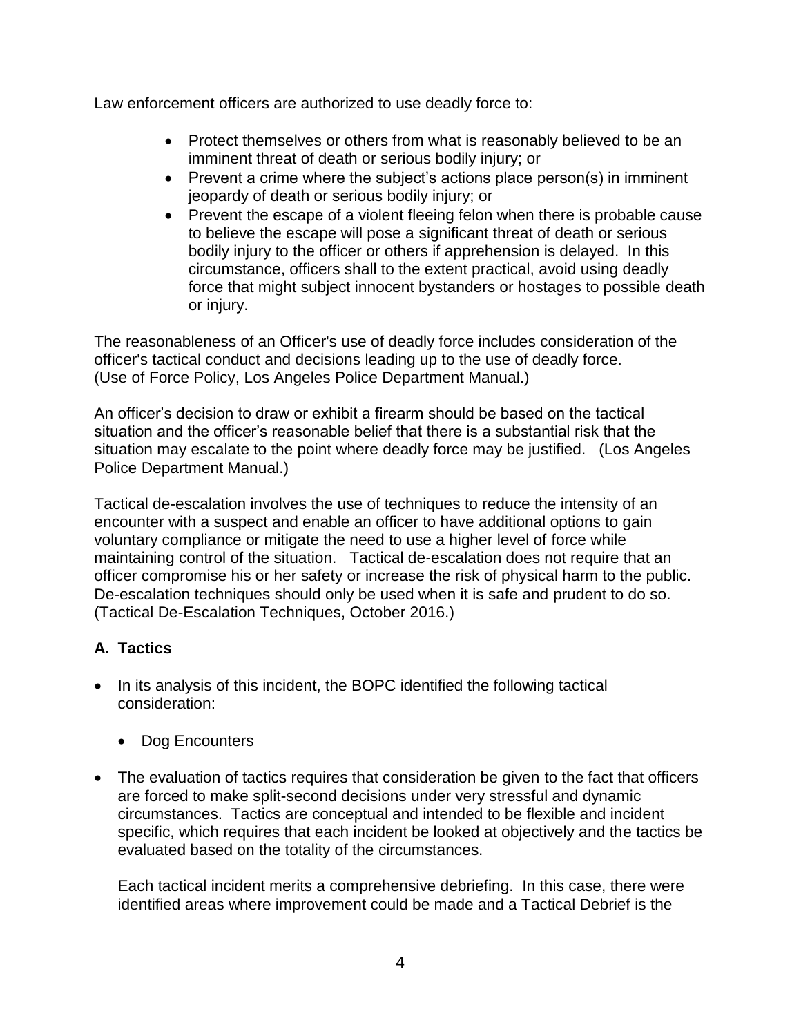Law enforcement officers are authorized to use deadly force to:

- Protect themselves or others from what is reasonably believed to be an imminent threat of death or serious bodily injury; or
- Prevent a crime where the subject's actions place person(s) in imminent jeopardy of death or serious bodily injury; or
- Prevent the escape of a violent fleeing felon when there is probable cause to believe the escape will pose a significant threat of death or serious bodily injury to the officer or others if apprehension is delayed. In this circumstance, officers shall to the extent practical, avoid using deadly force that might subject innocent bystanders or hostages to possible death or injury.

The reasonableness of an Officer's use of deadly force includes consideration of the officer's tactical conduct and decisions leading up to the use of deadly force. (Use of Force Policy, Los Angeles Police Department Manual.)

An officer's decision to draw or exhibit a firearm should be based on the tactical situation and the officer's reasonable belief that there is a substantial risk that the situation may escalate to the point where deadly force may be justified. (Los Angeles Police Department Manual.)

Tactical de-escalation involves the use of techniques to reduce the intensity of an encounter with a suspect and enable an officer to have additional options to gain voluntary compliance or mitigate the need to use a higher level of force while maintaining control of the situation. Tactical de-escalation does not require that an officer compromise his or her safety or increase the risk of physical harm to the public. De-escalation techniques should only be used when it is safe and prudent to do so. (Tactical De-Escalation Techniques, October 2016.)

## A. Tactics

- In its analysis of this incident, the BOPC identified the following tactical consideration:
  - Dog Encounters
- The evaluation of tactics requires that consideration be given to the fact that officers are forced to make split-second decisions under very stressful and dynamic circumstances. Tactics are conceptual and intended to be flexible and incident specific, which requires that each incident be looked at objectively and the tactics be evaluated based on the totality of the circumstances.

  Each tactical incident merits a comprehensive debriefing. In this case, there were identified areas where improvement could be made and a Tactical Debrief is the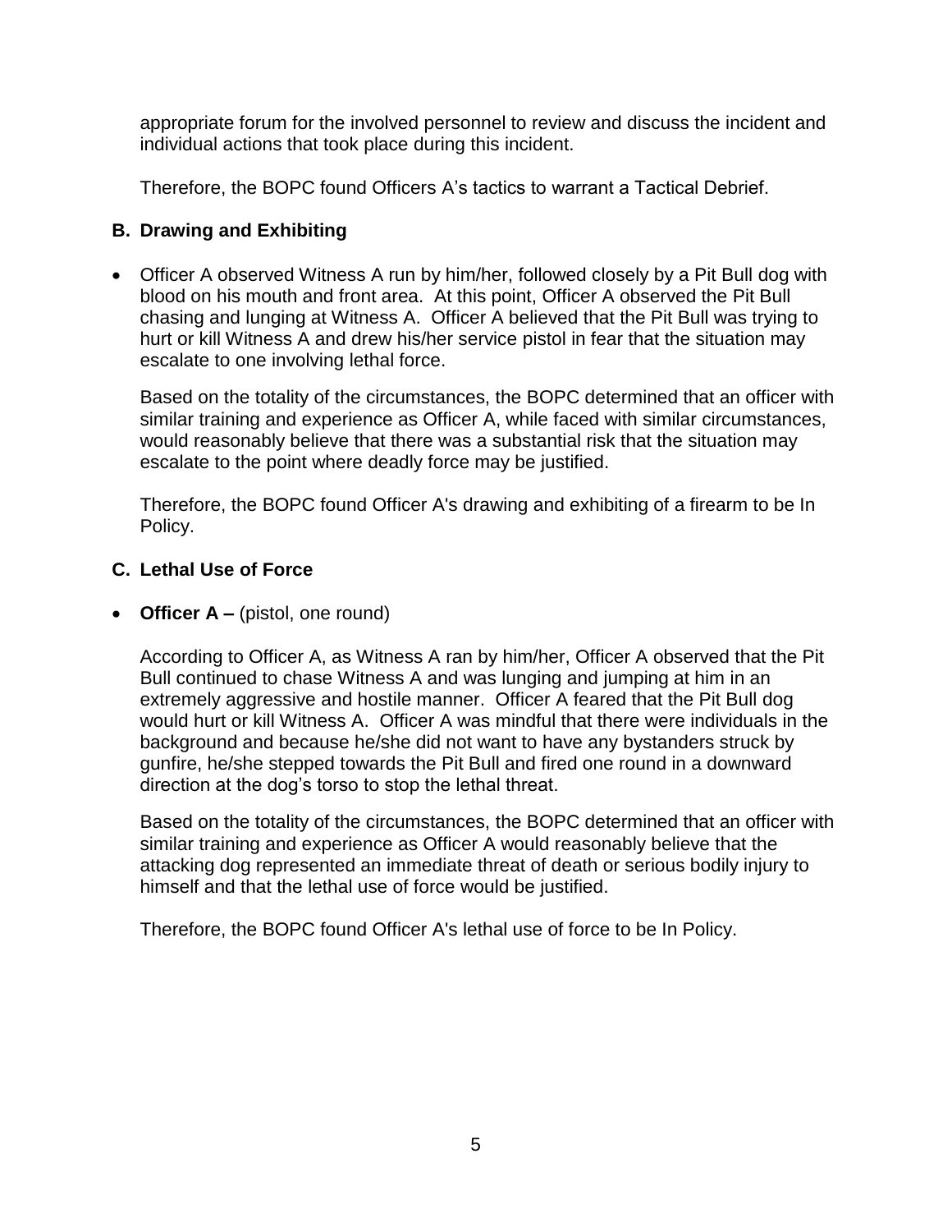appropriate forum for the involved personnel to review and discuss the incident and individual actions that took place during this incident.

Therefore, the BOPC found Officers A's tactics to warrant a Tactical Debrief.

### B. Drawing and Exhibiting

- Officer A observed Witness A run by him/her, followed closely by a Pit Bull dog with blood on his mouth and front area. At this point, Officer A observed the Pit Bull chasing and lunging at Witness A. Officer A believed that the Pit Bull was trying to hurt or kill Witness A and drew his/her service pistol in fear that the situation may escalate to one involving lethal force.

  Based on the totality of the circumstances, the BOPC determined that an officer with similar training and experience as Officer A, while faced with similar circumstances, would reasonably believe that there was a substantial risk that the situation may escalate to the point where deadly force may be justified.

  Therefore, the BOPC found Officer A's drawing and exhibiting of a firearm to be In Policy.

### C. Lethal Use of Force

- **Officer A –** (pistol, one round)

  According to Officer A, as Witness A ran by him/her, Officer A observed that the Pit Bull continued to chase Witness A and was lunging and jumping at him in an extremely aggressive and hostile manner. Officer A feared that the Pit Bull dog would hurt or kill Witness A. Officer A was mindful that there were individuals in the background and because he/she did not want to have any bystanders struck by gunfire, he/she stepped towards the Pit Bull and fired one round in a downward direction at the dog's torso to stop the lethal threat.

  Based on the totality of the circumstances, the BOPC determined that an officer with similar training and experience as Officer A would reasonably believe that the attacking dog represented an immediate threat of death or serious bodily injury to himself and that the lethal use of force would be justified.

  Therefore, the BOPC found Officer A's lethal use of force to be In Policy.